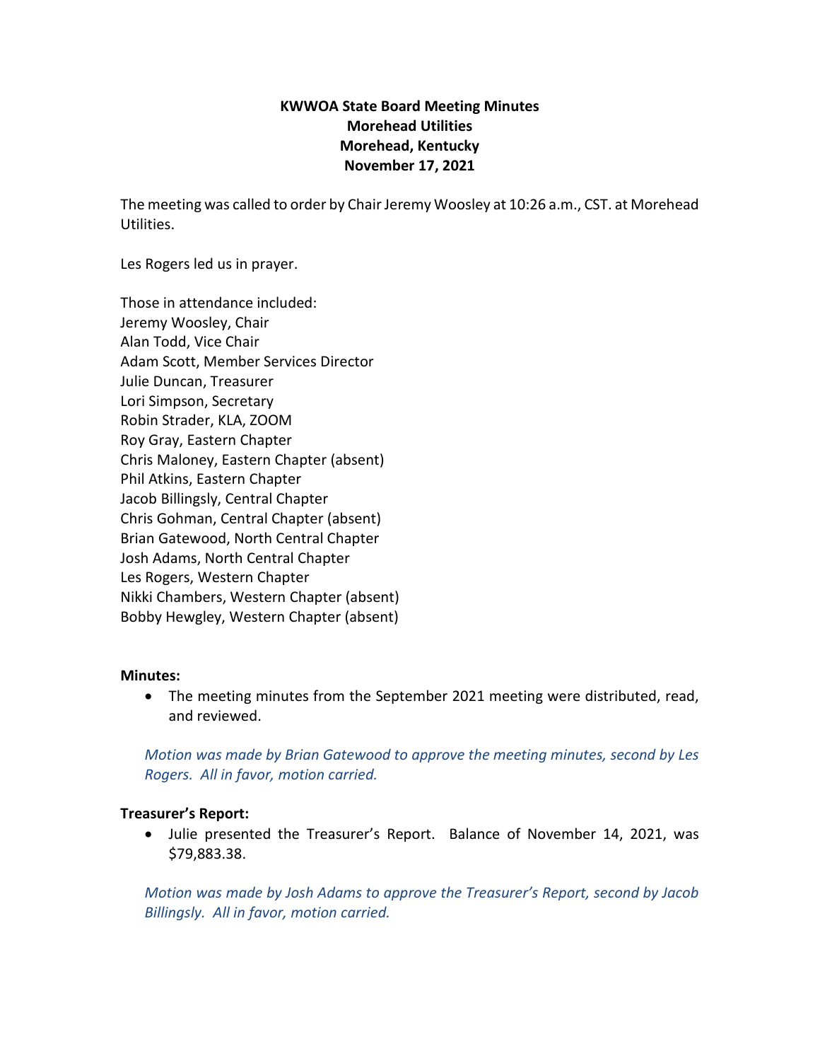**KWWOA State Board Meeting Minutes**
**Morehead Utilities**
**Morehead, Kentucky**
**November 17, 2021**

The meeting was called to order by Chair Jeremy Woosley at 10:26 a.m., CST. at Morehead Utilities.

Les Rogers led us in prayer.

Those in attendance included:
Jeremy Woosley, Chair
Alan Todd, Vice Chair
Adam Scott, Member Services Director
Julie Duncan, Treasurer
Lori Simpson, Secretary
Robin Strader, KLA, ZOOM
Roy Gray, Eastern Chapter
Chris Maloney, Eastern Chapter (absent)
Phil Atkins, Eastern Chapter
Jacob Billingsly, Central Chapter
Chris Gohman, Central Chapter (absent)
Brian Gatewood, North Central Chapter
Josh Adams, North Central Chapter
Les Rogers, Western Chapter
Nikki Chambers, Western Chapter (absent)
Bobby Hewgley, Western Chapter (absent)

**Minutes:**

- The meeting minutes from the September 2021 meeting were distributed, read, and reviewed.

*Motion was made by Brian Gatewood to approve the meeting minutes, second by Les Rogers. All in favor, motion carried.*

**Treasurer's Report:**

- Julie presented the Treasurer's Report. Balance of November 14, 2021, was $79,883.38.

*Motion was made by Josh Adams to approve the Treasurer's Report, second by Jacob Billingsly. All in favor, motion carried.*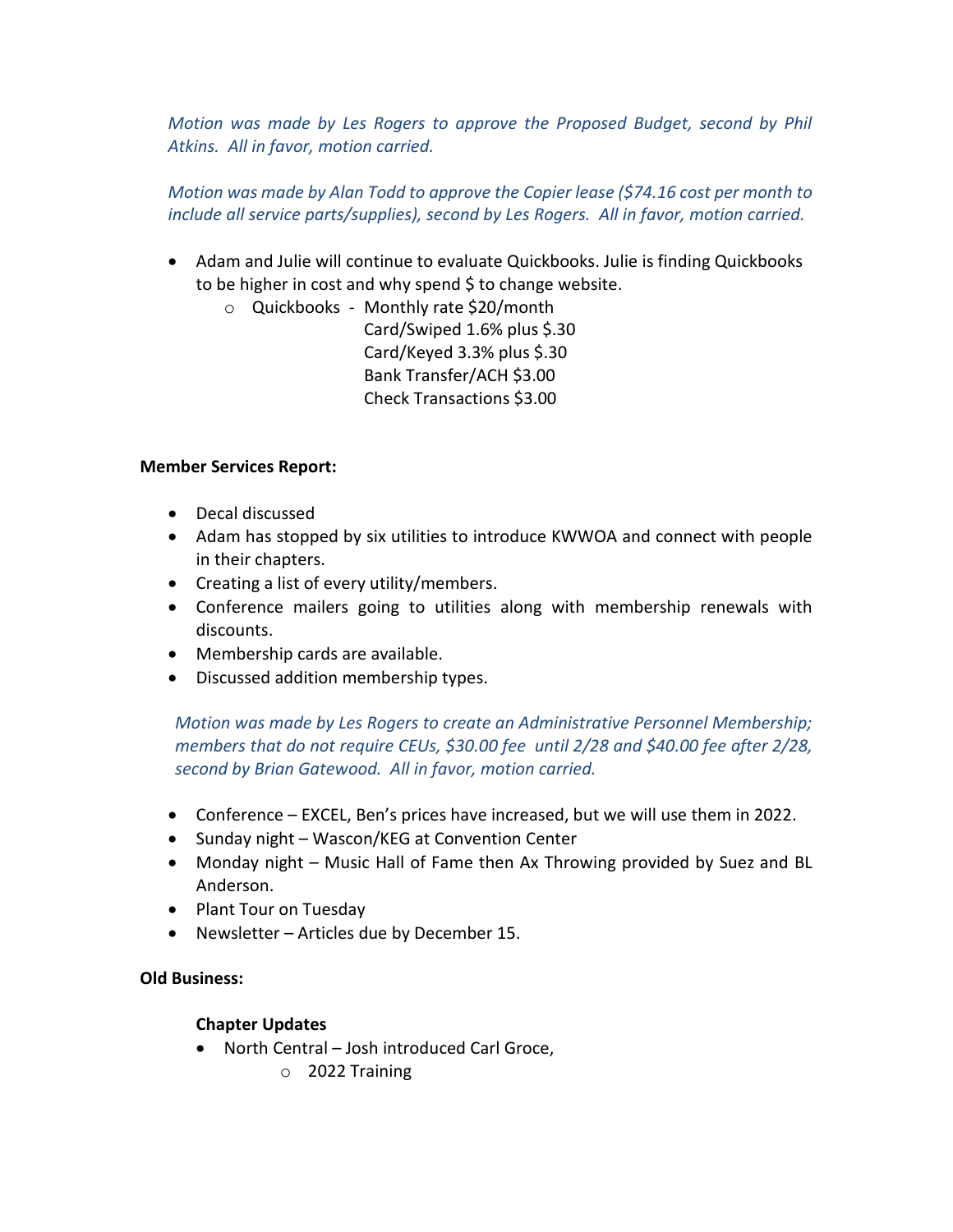*Motion was made by Les Rogers to approve the Proposed Budget, second by Phil Atkins. All in favor, motion carried.*

*Motion was made by Alan Todd to approve the Copier lease ($74.16 cost per month to include all service parts/supplies), second by Les Rogers. All in favor, motion carried.*

- Adam and Julie will continue to evaluate Quickbooks. Julie is finding Quickbooks to be higher in cost and why spend $ to change website.
  - Quickbooks - Monthly rate $20/month  
    Card/Swiped 1.6% plus $.30  
    Card/Keyed 3.3% plus $.30  
    Bank Transfer/ACH $3.00  
    Check Transactions $3.00

**Member Services Report:**

- Decal discussed
- Adam has stopped by six utilities to introduce KWWOA and connect with people in their chapters.
- Creating a list of every utility/members.
- Conference mailers going to utilities along with membership renewals with discounts.
- Membership cards are available.
- Discussed addition membership types.

*Motion was made by Les Rogers to create an Administrative Personnel Membership; members that do not require CEUs, $30.00 fee until 2/28 and $40.00 fee after 2/28, second by Brian Gatewood. All in favor, motion carried.*

- Conference – EXCEL, Ben's prices have increased, but we will use them in 2022.
- Sunday night – Wascon/KEG at Convention Center
- Monday night – Music Hall of Fame then Ax Throwing provided by Suez and BL Anderson.
- Plant Tour on Tuesday
- Newsletter – Articles due by December 15.

**Old Business:**

**Chapter Updates**

- North Central – Josh introduced Carl Groce,
  - 2022 Training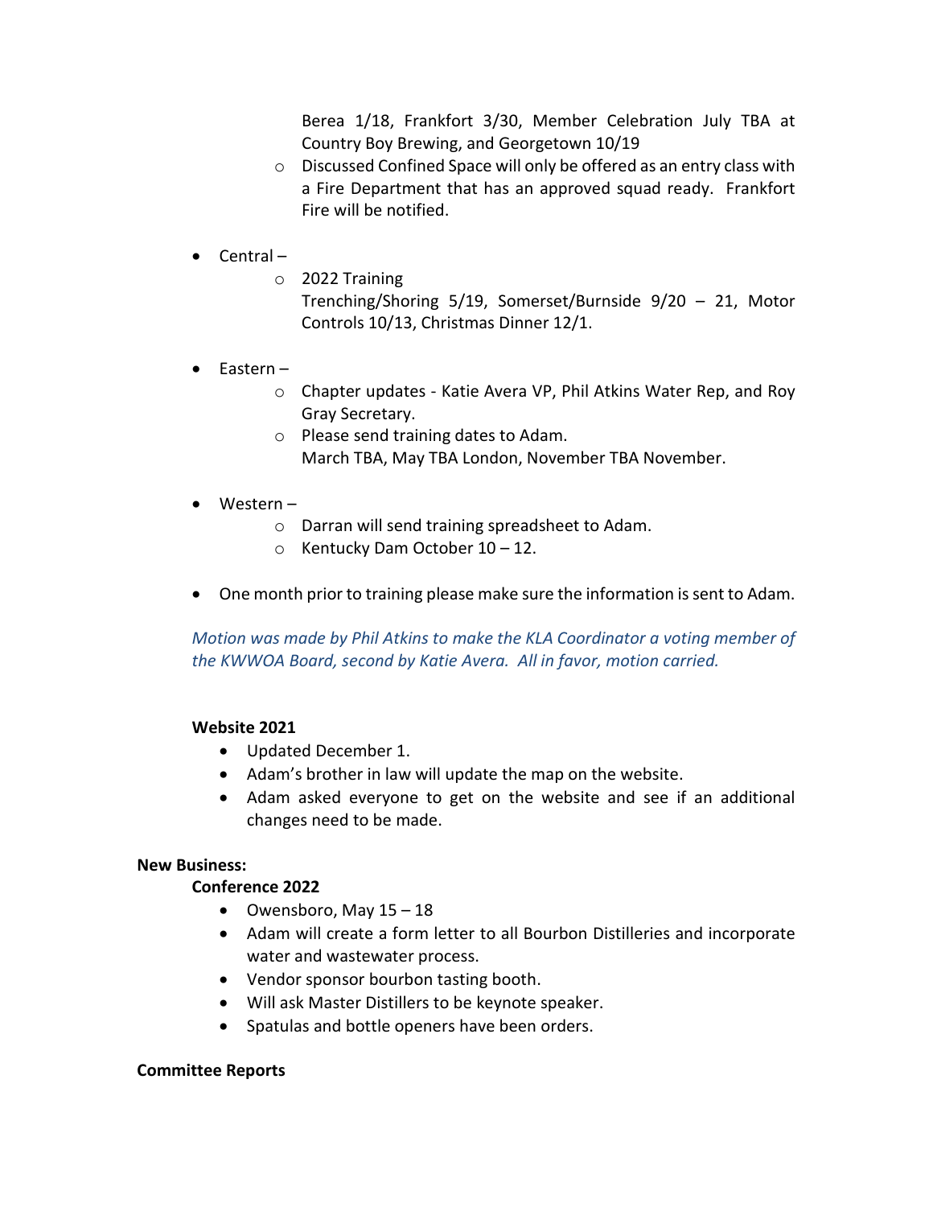- Berea 1/18, Frankfort 3/30, Member Celebration July TBA at Country Boy Brewing, and Georgetown 10/19
  - Discussed Confined Space will only be offered as an entry class with a Fire Department that has an approved squad ready. Frankfort Fire will be notified.

- Central –
  - 2022 Training
    Trenching/Shoring 5/19, Somerset/Burnside 9/20 – 21, Motor Controls 10/13, Christmas Dinner 12/1.

- Eastern –
  - Chapter updates - Katie Avera VP, Phil Atkins Water Rep, and Roy Gray Secretary.
  - Please send training dates to Adam.
    March TBA, May TBA London, November TBA November.

- Western –
  - Darran will send training spreadsheet to Adam.
  - Kentucky Dam October 10 – 12.

- One month prior to training please make sure the information is sent to Adam.

*Motion was made by Phil Atkins to make the KLA Coordinator a voting member of the KWWOA Board, second by Katie Avera. All in favor, motion carried.*

**Website 2021**

- Updated December 1.
- Adam's brother in law will update the map on the website.
- Adam asked everyone to get on the website and see if an additional changes need to be made.

**New Business:**

**Conference 2022**

- Owensboro, May 15 – 18
- Adam will create a form letter to all Bourbon Distilleries and incorporate water and wastewater process.
- Vendor sponsor bourbon tasting booth.
- Will ask Master Distillers to be keynote speaker.
- Spatulas and bottle openers have been orders.

**Committee Reports**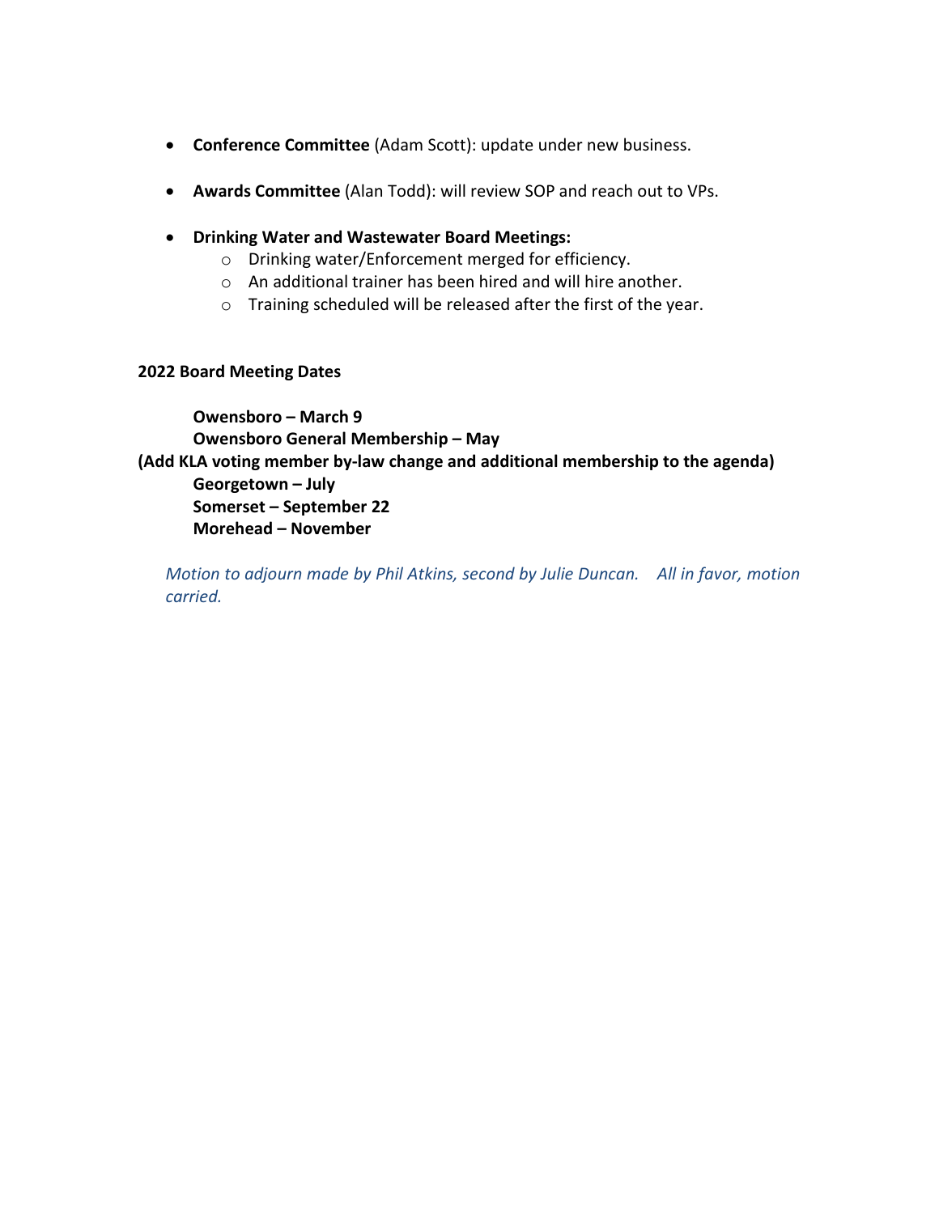- **Conference Committee** (Adam Scott): update under new business.

- **Awards Committee** (Alan Todd): will review SOP and reach out to VPs.

- **Drinking Water and Wastewater Board Meetings:**
  - Drinking water/Enforcement merged for efficiency.
  - An additional trainer has been hired and will hire another.
  - Training scheduled will be released after the first of the year.

**2022 Board Meeting Dates**

**Owensboro – March 9**
**Owensboro General Membership – May**
**(Add KLA voting member by-law change and additional membership to the agenda)**
**Georgetown – July**
**Somerset – September 22**
**Morehead – November**

*Motion to adjourn made by Phil Atkins, second by Julie Duncan. All in favor, motion carried.*